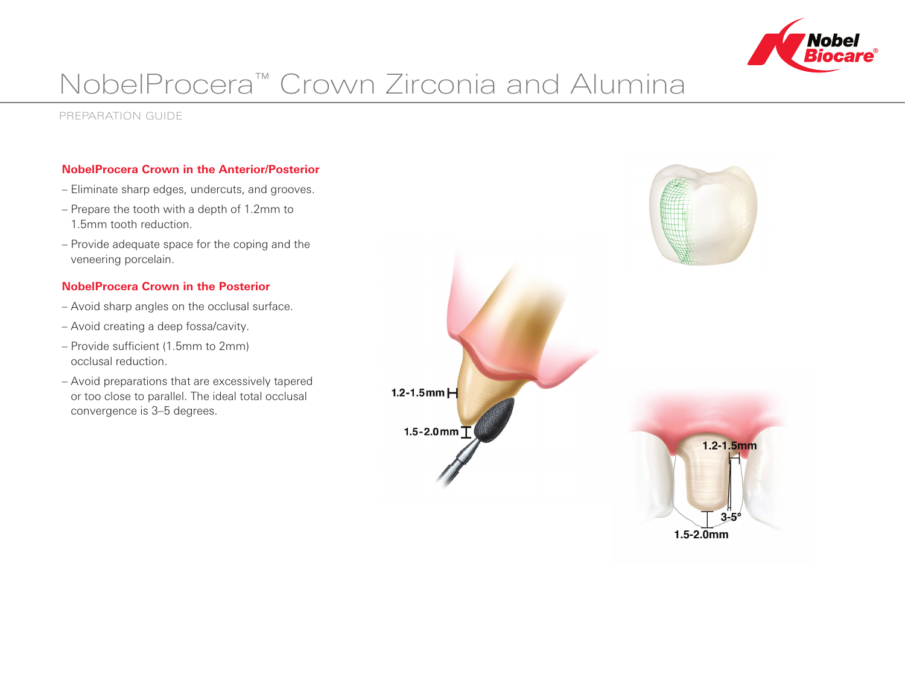# NobelProcera™ Crown Zirconia and Alumina

PREPARATION GUIDE

## NobelProcera Crown in the Anterior/Posterior

- Eliminate sharp edges, undercuts, and grooves.
- Prepare the tooth with a depth of 1.2mm to 1.5mm tooth reduction.
- Provide adequate space for the coping and the veneering porcelain.

## NobelProcera Crown in the Posterior

- Avoid sharp angles on the occlusal surface.
- Avoid creating a deep fossa/cavity.
- Provide sufficient (1.5mm to 2mm) occlusal reduction.
- Avoid preparations that are excessively tapered or too close to parallel. The ideal total occlusal convergence is 3–5 degrees.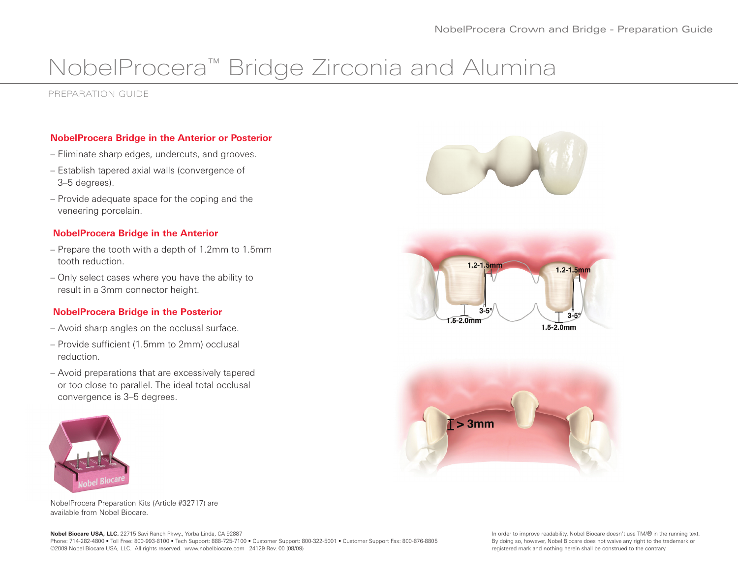# NobelProcera™ Bridge Zirconia and Alumina

PREPARATION GUIDE

### NobelProcera Bridge in the Anterior or Posterior

- Eliminate sharp edges, undercuts, and grooves.
- Establish tapered axial walls (convergence of 3–5 degrees).
- Provide adequate space for the coping and the veneering porcelain.

### NobelProcera Bridge in the Anterior

- Prepare the tooth with a depth of 1.2mm to 1.5mm tooth reduction.
- Only select cases where you have the ability to result in a 3mm connector height.

### NobelProcera Bridge in the Posterior

- Avoid sharp angles on the occlusal surface.
- Provide sufficient (1.5mm to 2mm) occlusal reduction.
- Avoid preparations that are excessively tapered or too close to parallel. The ideal total occlusal convergence is 3–5 degrees.

1.2-1.5mm
3-5°
1.5-2.0mm
1.2-1.5mm
3-5°
1.5-2.0mm

> 3mm

NobelProcera Preparation Kits (Article #32717) are available from Nobel Biocare.

**Nobel Biocare USA, LLC.** 22715 Savi Ranch Pkwy., Yorba Linda, CA 92887
Phone: 714-282-4800 • Toll Free: 800-993-8100 • Tech Support: 888-725-7100 • Customer Support: 800-322-5001 • Customer Support Fax: 800-876-8805
©2009 Nobel Biocare USA, LLC. All rights reserved. www.nobelbiocare.com 24129 Rev. 00 (08/09)

In order to improve readability, Nobel Biocare doesn't use TM/® in the running text. By doing so, however, Nobel Biocare does not waive any right to the trademark or registered mark and nothing herein shall be construed to the contrary.